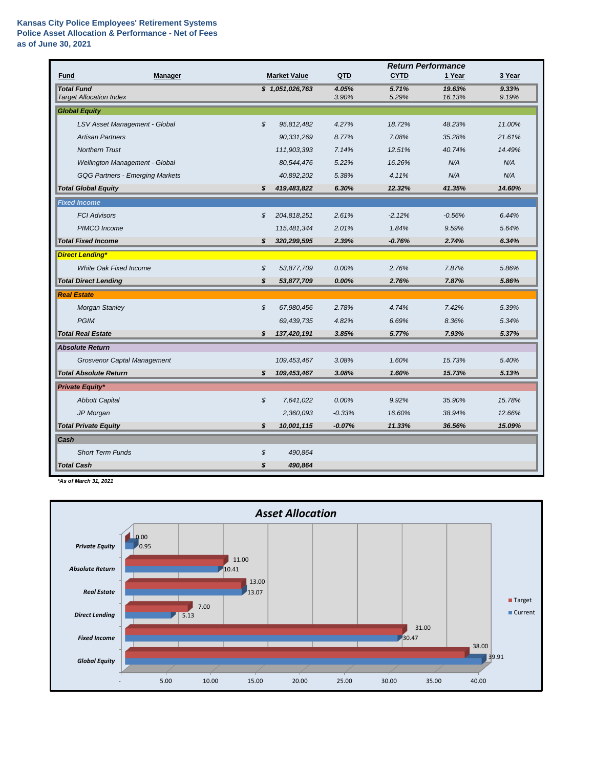**Kansas City Police Employees' Retirement Systems**
**Police Asset Allocation & Performance - Net of Fees**
**as of June 30, 2021**

| Fund | Manager | Market Value | QTD | CYTD | 1 Year | 3 Year |
|---|---|---|---|---|---|---|
| | | | | *Return Performance* | | |
| ***Total Fund*** | | ***$ 1,051,026,763*** | ***4.05%*** | ***5.71%*** | ***19.63%*** | ***9.33%*** |
| *Target Allocation Index* | | | *3.90%* | *5.29%* | *16.13%* | *9.19%* |
| ***Global Equity*** | | | | | | |
| | *LSV Asset Management - Global* | *$ 95,812,482* | *4.27%* | *18.72%* | *48.23%* | *11.00%* |
| | *Artisan Partners* | *90,331,269* | *8.77%* | *7.08%* | *35.28%* | *21.61%* |
| | *Northern Trust* | *111,903,393* | *7.14%* | *12.51%* | *40.74%* | *14.49%* |
| | *Wellington Management - Global* | *80,544,476* | *5.22%* | *16.26%* | *N/A* | *N/A* |
| | *GQG Partners - Emerging Markets* | *40,892,202* | *5.38%* | *4.11%* | *N/A* | *N/A* |
| ***Total Global Equity*** | | ***$ 419,483,822*** | ***6.30%*** | ***12.32%*** | ***41.35%*** | ***14.60%*** |
| ***Fixed Income*** | | | | | | |
| | *FCI Advisors* | *$ 204,818,251* | *2.61%* | *-2.12%* | *-0.56%* | *6.44%* |
| | *PIMCO Income* | *115,481,344* | *2.01%* | *1.84%* | *9.59%* | *5.64%* |
| ***Total Fixed Income*** | | ***$ 320,299,595*** | ***2.39%*** | ***-0.76%*** | ***2.74%*** | ***6.34%*** |
| ***Direct Lending**** | | | | | | |
| | *White Oak Fixed Income* | *$ 53,877,709* | *0.00%* | *2.76%* | *7.87%* | *5.86%* |
| ***Total Direct Lending*** | | ***$ 53,877,709*** | ***0.00%*** | ***2.76%*** | ***7.87%*** | ***5.86%*** |
| ***Real Estate*** | | | | | | |
| | *Morgan Stanley* | *$ 67,980,456* | *2.78%* | *4.74%* | *7.42%* | *5.39%* |
| | *PGIM* | *69,439,735* | *4.82%* | *6.69%* | *8.36%* | *5.34%* |
| ***Total Real Estate*** | | ***$ 137,420,191*** | ***3.85%*** | ***5.77%*** | ***7.93%*** | ***5.37%*** |
| ***Absolute Return*** | | | | | | |
| | *Grosvenor Captal Management* | *109,453,467* | *3.08%* | *1.60%* | *15.73%* | *5.40%* |
| ***Total Absolute Return*** | | ***$ 109,453,467*** | ***3.08%*** | ***1.60%*** | ***15.73%*** | ***5.13%*** |
| ***Private Equity**** | | | | | | |
| | *Abbott Capital* | *$ 7,641,022* | *0.00%* | *9.92%* | *35.90%* | *15.78%* |
| | *JP Morgan* | *2,360,093* | *-0.33%* | *16.60%* | *38.94%* | *12.66%* |
| ***Total Private Equity*** | | ***$ 10,001,115*** | ***-0.07%*** | ***11.33%*** | ***36.56%*** | ***15.09%*** |
| ***Cash*** | | | | | | |
| | *Short Term Funds* | *$ 490,864* | | | | |
| ***Total Cash*** | | ***$ 490,864*** | | | | |

****As of March 31, 2021***

**Asset Allocation**

| Asset Class | Target | Current |
|---|---|---|
| Private Equity | 0.00 | 0.95 |
| Absolute Return | 11.00 | 10.41 |
| Real Estate | 13.00 | 13.07 |
| Direct Lending | 7.00 | 5.13 |
| Fixed Income | 31.00 | 30.47 |
| Global Equity | 38.00 | 39.91 |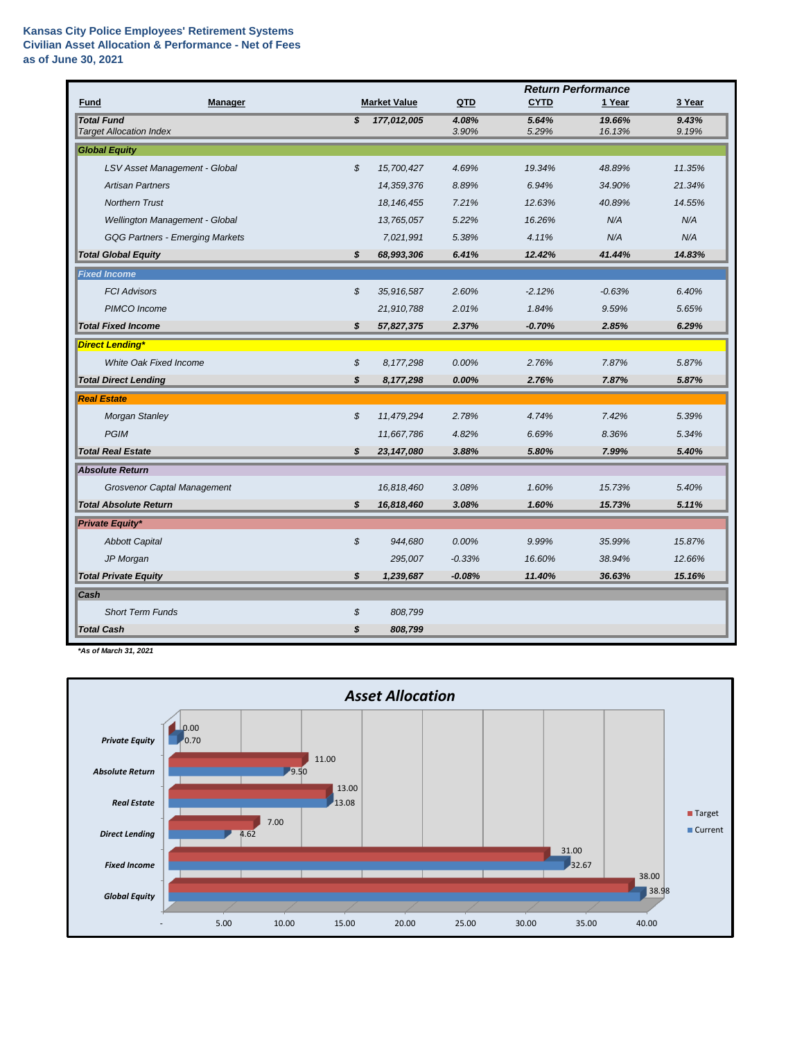**Kansas City Police Employees' Retirement Systems**
**Civilian Asset Allocation & Performance - Net of Fees**
**as of June 30, 2021**

| | | | | Return Performance | | | |
|---|---|---|---|---|---|---|---|
| **Fund** | **Manager** | **Market Value** | **QTD** | **CYTD** | **1 Year** | **3 Year** |
| ***Total Fund*** | | ***$ 177,012,005*** | ***4.08%*** | ***5.64%*** | ***19.66%*** | ***9.43%*** |
| *Target Allocation Index* | | | *3.90%* | *5.29%* | *16.13%* | *9.19%* |
| ***Global Equity*** | | | | | | |
| | *LSV Asset Management - Global* | *$ 15,700,427* | *4.69%* | *19.34%* | *48.89%* | *11.35%* |
| | *Artisan Partners* | *14,359,376* | *8.89%* | *6.94%* | *34.90%* | *21.34%* |
| | *Northern Trust* | *18,146,455* | *7.21%* | *12.63%* | *40.89%* | *14.55%* |
| | *Wellington Management - Global* | *13,765,057* | *5.22%* | *16.26%* | *N/A* | *N/A* |
| | *GQG Partners - Emerging Markets* | *7,021,991* | *5.38%* | *4.11%* | *N/A* | *N/A* |
| ***Total Global Equity*** | | ***$ 68,993,306*** | ***6.41%*** | ***12.42%*** | ***41.44%*** | ***14.83%*** |
| ***Fixed Income*** | | | | | | |
| | *FCI Advisors* | *$ 35,916,587* | *2.60%* | *-2.12%* | *-0.63%* | *6.40%* |
| | *PIMCO Income* | *21,910,788* | *2.01%* | *1.84%* | *9.59%* | *5.65%* |
| ***Total Fixed Income*** | | ***$ 57,827,375*** | ***2.37%*** | ***-0.70%*** | ***2.85%*** | ***6.29%*** |
| ***Direct Lending**** | | | | | | |
| | *White Oak Fixed Income* | *$ 8,177,298* | *0.00%* | *2.76%* | *7.87%* | *5.87%* |
| ***Total Direct Lending*** | | ***$ 8,177,298*** | ***0.00%*** | ***2.76%*** | ***7.87%*** | ***5.87%*** |
| ***Real Estate*** | | | | | | |
| | *Morgan Stanley* | *$ 11,479,294* | *2.78%* | *4.74%* | *7.42%* | *5.39%* |
| | *PGIM* | *11,667,786* | *4.82%* | *6.69%* | *8.36%* | *5.34%* |
| ***Total Real Estate*** | | ***$ 23,147,080*** | ***3.88%*** | ***5.80%*** | ***7.99%*** | ***5.40%*** |
| ***Absolute Return*** | | | | | | |
| | *Grosvenor Captal Management* | *16,818,460* | *3.08%* | *1.60%* | *15.73%* | *5.40%* |
| ***Total Absolute Return*** | | ***$ 16,818,460*** | ***3.08%*** | ***1.60%*** | ***15.73%*** | ***5.11%*** |
| ***Private Equity**** | | | | | | |
| | *Abbott Capital* | *$ 944,680* | *0.00%* | *9.99%* | *35.99%* | *15.87%* |
| | *JP Morgan* | *295,007* | *-0.33%* | *16.60%* | *38.94%* | *12.66%* |
| ***Total Private Equity*** | | ***$ 1,239,687*** | ***-0.08%*** | ***11.40%*** | ***36.63%*** | ***15.16%*** |
| ***Cash*** | | | | | | |
| | *Short Term Funds* | *$ 808,799* | | | | |
| ***Total Cash*** | | ***$ 808,799*** | | | | |

****As of March 31, 2021***

**Asset Allocation**

Private Equity 0.00 0.70
Absolute Return 11.00 9.50
Real Estate 13.00 13.08
Direct Lending 7.00 4.62
Fixed Income 31.00 32.67
Global Equity 38.00 38.98

- 5.00 10.00 15.00 20.00 25.00 30.00 35.00 40.00

Target
Current